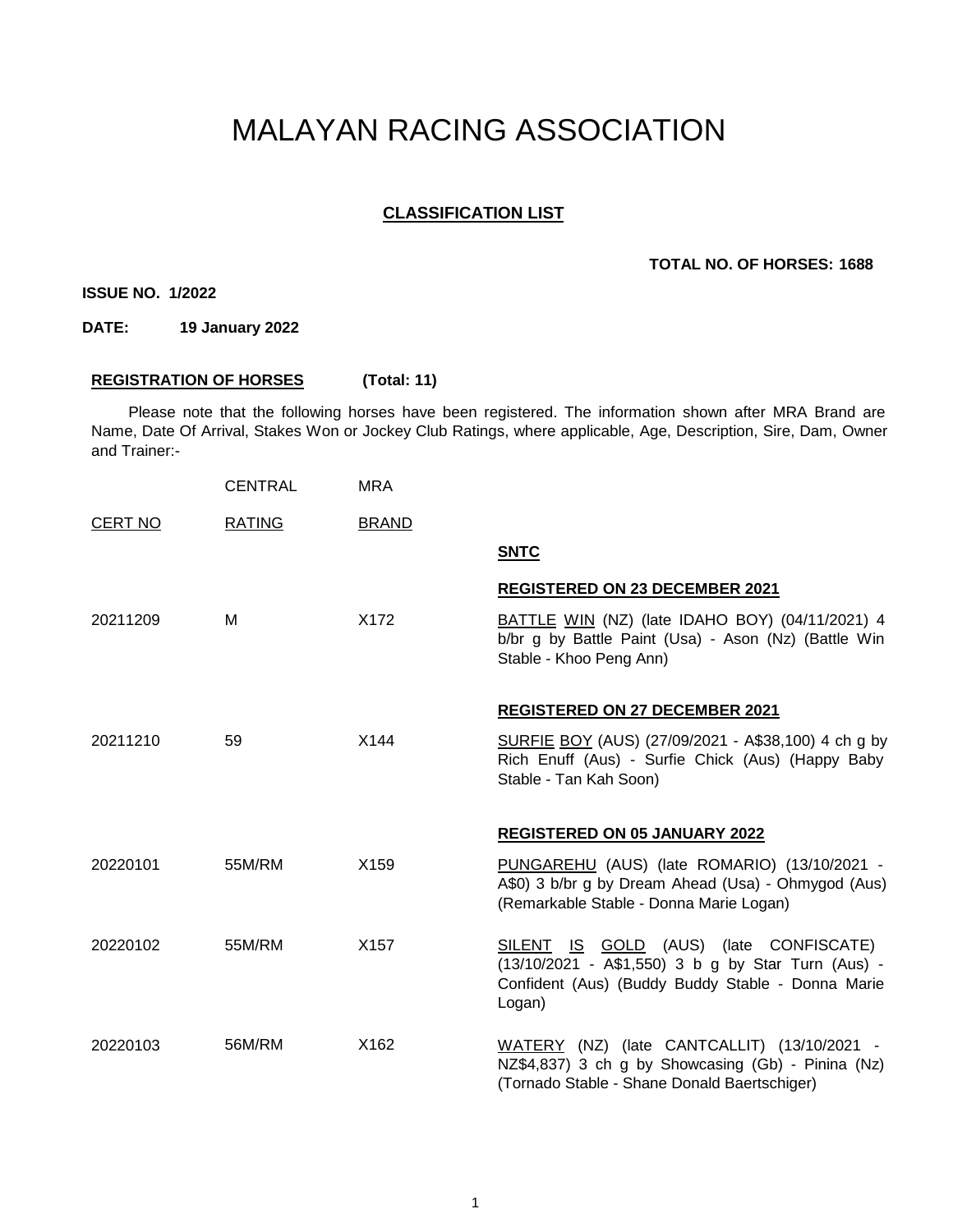# MALAYAN RACING ASSOCIATION

## CLASSIFICATION LIST

**TOTAL NO. OF HORSES: 1688**

**ISSUE NO. 1/2022**

**DATE: 19 January 2022**

**REGISTRATION OF HORSES (Total: 11)**

Please note that the following horses have been registered. The information shown after MRA Brand are Name, Date Of Arrival, Stakes Won or Jockey Club Ratings, where applicable, Age, Description, Sire, Dam, Owner and Trainer:-

| CERT NO | CENTRAL RATING | MRA BRAND | |
|---|---|---|---|
| | | | **SNTC** |
| | | | **REGISTERED ON 23 DECEMBER 2021** |
| 20211209 | M | X172 | BATTLE WIN (NZ) (late IDAHO BOY) (04/11/2021) 4 b/br g by Battle Paint (Usa) - Ason (Nz) (Battle Win Stable - Khoo Peng Ann) |
| | | | **REGISTERED ON 27 DECEMBER 2021** |
| 20211210 | 59 | X144 | SURFIE BOY (AUS) (27/09/2021 - A$38,100) 4 ch g by Rich Enuff (Aus) - Surfie Chick (Aus) (Happy Baby Stable - Tan Kah Soon) |
| | | | **REGISTERED ON 05 JANUARY 2022** |
| 20220101 | 55M/RM | X159 | PUNGAREHU (AUS) (late ROMARIO) (13/10/2021 - A$0) 3 b/br g by Dream Ahead (Usa) - Ohmygod (Aus) (Remarkable Stable - Donna Marie Logan) |
| 20220102 | 55M/RM | X157 | SILENT IS GOLD (AUS) (late CONFISCATE) (13/10/2021 - A$1,550) 3 b g by Star Turn (Aus) - Confident (Aus) (Buddy Buddy Stable - Donna Marie Logan) |
| 20220103 | 56M/RM | X162 | WATERY (NZ) (late CANTCALLIT) (13/10/2021 - NZ$4,837) 3 ch g by Showcasing (Gb) - Pinina (Nz) (Tornado Stable - Shane Donald Baertschiger) |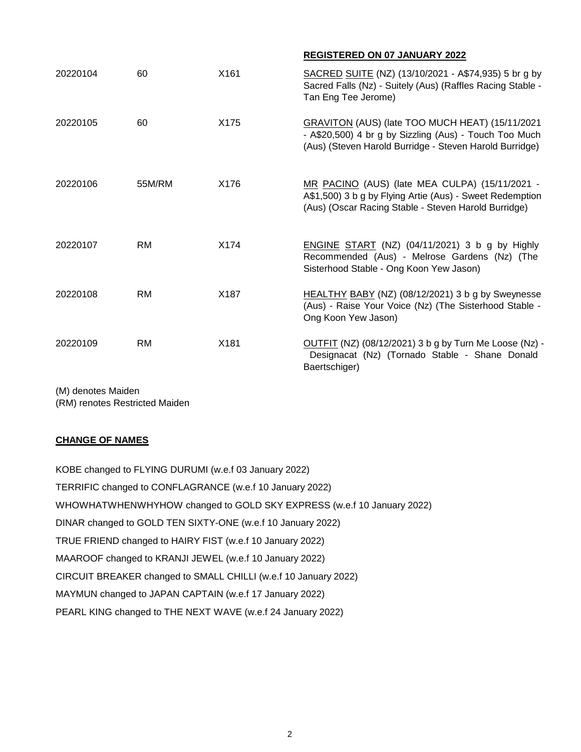| | | | **REGISTERED ON 07 JANUARY 2022** |
|---|---|---|---|
| 20220104 | 60 | X161 | SACRED SUITE (NZ) (13/10/2021 - A$74,935) 5 br g by Sacred Falls (Nz) - Suitely (Aus) (Raffles Racing Stable - Tan Eng Tee Jerome) |
| 20220105 | 60 | X175 | GRAVITON (AUS) (late TOO MUCH HEAT) (15/11/2021 - A$20,500) 4 br g by Sizzling (Aus) - Touch Too Much (Aus) (Steven Harold Burridge - Steven Harold Burridge) |
| 20220106 | 55M/RM | X176 | MR PACINO (AUS) (late MEA CULPA) (15/11/2021 - A$1,500) 3 b g by Flying Artie (Aus) - Sweet Redemption (Aus) (Oscar Racing Stable - Steven Harold Burridge) |
| 20220107 | RM | X174 | ENGINE START (NZ) (04/11/2021) 3 b g by Highly Recommended (Aus) - Melrose Gardens (Nz) (The Sisterhood Stable - Ong Koon Yew Jason) |
| 20220108 | RM | X187 | HEALTHY BABY (NZ) (08/12/2021) 3 b g by Sweynesse (Aus) - Raise Your Voice (Nz) (The Sisterhood Stable - Ong Koon Yew Jason) |
| 20220109 | RM | X181 | OUTFIT (NZ) (08/12/2021) 3 b g by Turn Me Loose (Nz) - Designacat (Nz) (Tornado Stable - Shane Donald Baertschiger) |

(M) denotes Maiden
(RM) renotes Restricted Maiden

**CHANGE OF NAMES**

KOBE changed to FLYING DURUMI (w.e.f 03 January 2022)

TERRIFIC changed to CONFLAGRANCE (w.e.f 10 January 2022)

WHOWHATWHENWHYHOW changed to GOLD SKY EXPRESS (w.e.f 10 January 2022)

DINAR changed to GOLD TEN SIXTY-ONE (w.e.f 10 January 2022)

TRUE FRIEND changed to HAIRY FIST (w.e.f 10 January 2022)

MAAROOF changed to KRANJI JEWEL (w.e.f 10 January 2022)

CIRCUIT BREAKER changed to SMALL CHILLI (w.e.f 10 January 2022)

MAYMUN changed to JAPAN CAPTAIN (w.e.f 17 January 2022)

PEARL KING changed to THE NEXT WAVE (w.e.f 24 January 2022)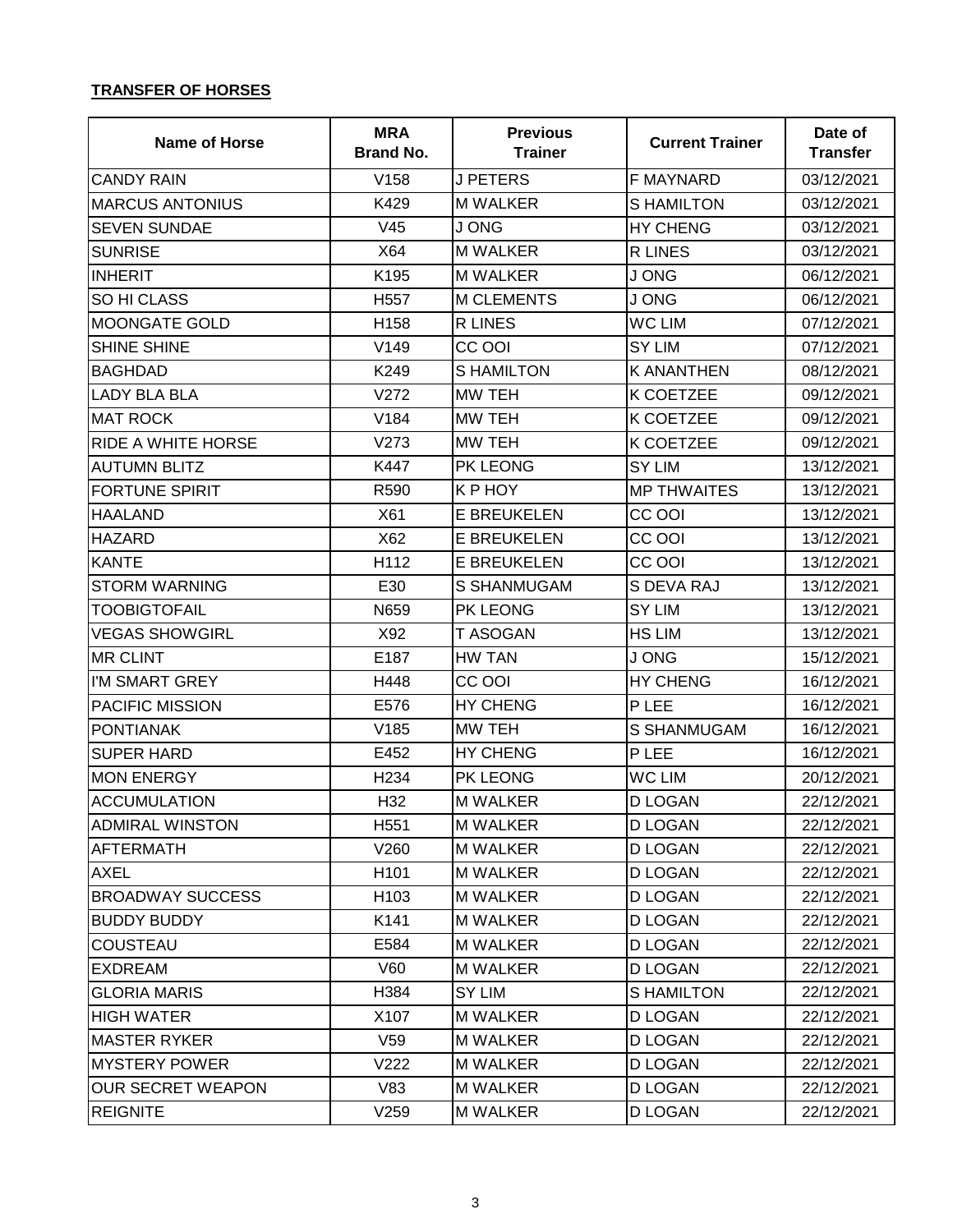**TRANSFER OF HORSES**

| Name of Horse | MRA Brand No. | Previous Trainer | Current Trainer | Date of Transfer |
|---|---|---|---|---|
| CANDY RAIN | V158 | J PETERS | F MAYNARD | 03/12/2021 |
| MARCUS ANTONIUS | K429 | M WALKER | S HAMILTON | 03/12/2021 |
| SEVEN SUNDAE | V45 | J ONG | HY CHENG | 03/12/2021 |
| SUNRISE | X64 | M WALKER | R LINES | 03/12/2021 |
| INHERIT | K195 | M WALKER | J ONG | 06/12/2021 |
| SO HI CLASS | H557 | M CLEMENTS | J ONG | 06/12/2021 |
| MOONGATE GOLD | H158 | R LINES | WC LIM | 07/12/2021 |
| SHINE SHINE | V149 | CC OOI | SY LIM | 07/12/2021 |
| BAGHDAD | K249 | S HAMILTON | K ANANTHEN | 08/12/2021 |
| LADY BLA BLA | V272 | MW TEH | K COETZEE | 09/12/2021 |
| MAT ROCK | V184 | MW TEH | K COETZEE | 09/12/2021 |
| RIDE A WHITE HORSE | V273 | MW TEH | K COETZEE | 09/12/2021 |
| AUTUMN BLITZ | K447 | PK LEONG | SY LIM | 13/12/2021 |
| FORTUNE SPIRIT | R590 | K P HOY | MP THWAITES | 13/12/2021 |
| HAALAND | X61 | E BREUKELEN | CC OOI | 13/12/2021 |
| HAZARD | X62 | E BREUKELEN | CC OOI | 13/12/2021 |
| KANTE | H112 | E BREUKELEN | CC OOI | 13/12/2021 |
| STORM WARNING | E30 | S SHANMUGAM | S DEVA RAJ | 13/12/2021 |
| TOOBIGTOFAIL | N659 | PK LEONG | SY LIM | 13/12/2021 |
| VEGAS SHOWGIRL | X92 | T ASOGAN | HS LIM | 13/12/2021 |
| MR CLINT | E187 | HW TAN | J ONG | 15/12/2021 |
| I'M SMART GREY | H448 | CC OOI | HY CHENG | 16/12/2021 |
| PACIFIC MISSION | E576 | HY CHENG | P LEE | 16/12/2021 |
| PONTIANAK | V185 | MW TEH | S SHANMUGAM | 16/12/2021 |
| SUPER HARD | E452 | HY CHENG | P LEE | 16/12/2021 |
| MON ENERGY | H234 | PK LEONG | WC LIM | 20/12/2021 |
| ACCUMULATION | H32 | M WALKER | D LOGAN | 22/12/2021 |
| ADMIRAL WINSTON | H551 | M WALKER | D LOGAN | 22/12/2021 |
| AFTERMATH | V260 | M WALKER | D LOGAN | 22/12/2021 |
| AXEL | H101 | M WALKER | D LOGAN | 22/12/2021 |
| BROADWAY SUCCESS | H103 | M WALKER | D LOGAN | 22/12/2021 |
| BUDDY BUDDY | K141 | M WALKER | D LOGAN | 22/12/2021 |
| COUSTEAU | E584 | M WALKER | D LOGAN | 22/12/2021 |
| EXDREAM | V60 | M WALKER | D LOGAN | 22/12/2021 |
| GLORIA MARIS | H384 | SY LIM | S HAMILTON | 22/12/2021 |
| HIGH WATER | X107 | M WALKER | D LOGAN | 22/12/2021 |
| MASTER RYKER | V59 | M WALKER | D LOGAN | 22/12/2021 |
| MYSTERY POWER | V222 | M WALKER | D LOGAN | 22/12/2021 |
| OUR SECRET WEAPON | V83 | M WALKER | D LOGAN | 22/12/2021 |
| REIGNITE | V259 | M WALKER | D LOGAN | 22/12/2021 |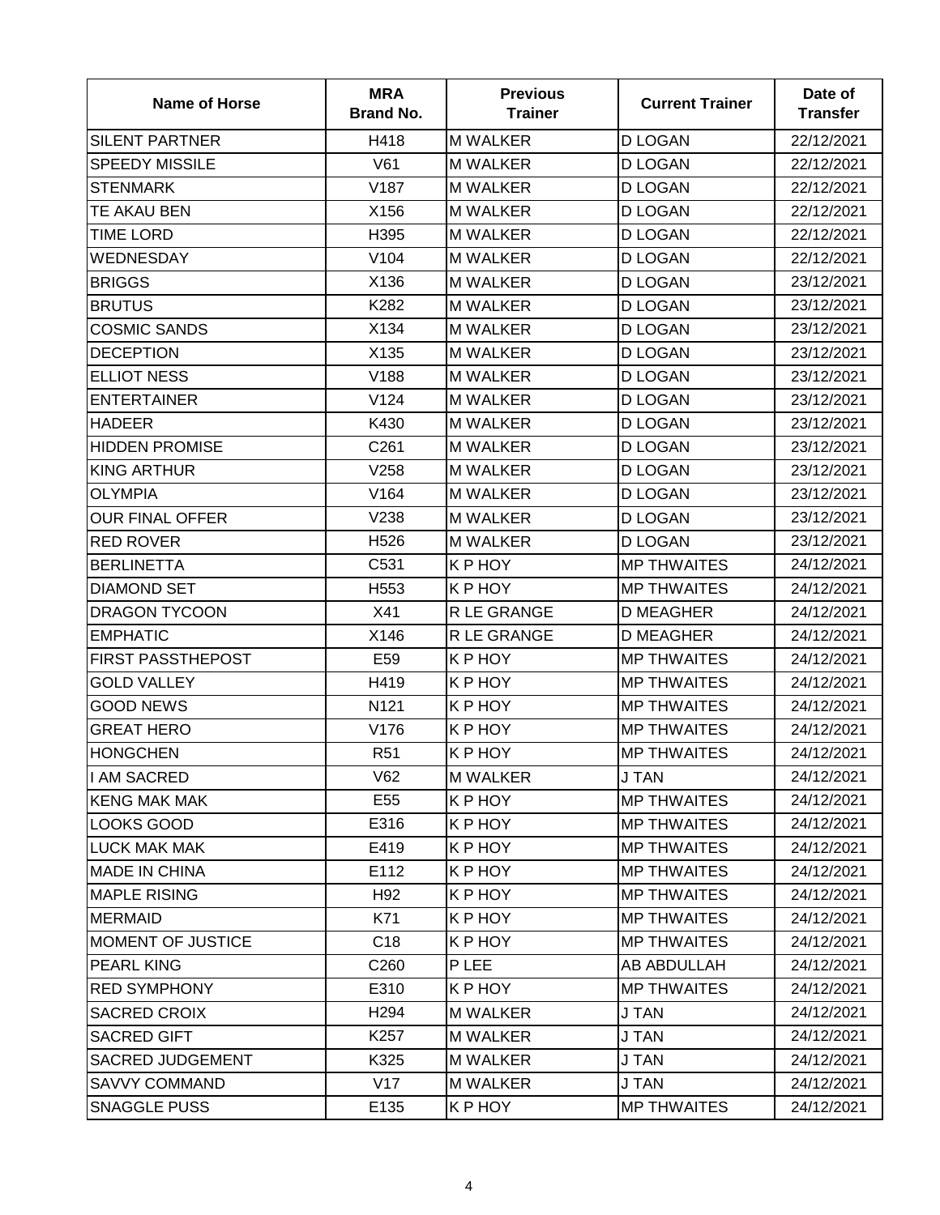| Name of Horse | MRA Brand No. | Previous Trainer | Current Trainer | Date of Transfer |
|---|---|---|---|---|
| SILENT PARTNER | H418 | M WALKER | D LOGAN | 22/12/2021 |
| SPEEDY MISSILE | V61 | M WALKER | D LOGAN | 22/12/2021 |
| STENMARK | V187 | M WALKER | D LOGAN | 22/12/2021 |
| TE AKAU BEN | X156 | M WALKER | D LOGAN | 22/12/2021 |
| TIME LORD | H395 | M WALKER | D LOGAN | 22/12/2021 |
| WEDNESDAY | V104 | M WALKER | D LOGAN | 22/12/2021 |
| BRIGGS | X136 | M WALKER | D LOGAN | 23/12/2021 |
| BRUTUS | K282 | M WALKER | D LOGAN | 23/12/2021 |
| COSMIC SANDS | X134 | M WALKER | D LOGAN | 23/12/2021 |
| DECEPTION | X135 | M WALKER | D LOGAN | 23/12/2021 |
| ELLIOT NESS | V188 | M WALKER | D LOGAN | 23/12/2021 |
| ENTERTAINER | V124 | M WALKER | D LOGAN | 23/12/2021 |
| HADEER | K430 | M WALKER | D LOGAN | 23/12/2021 |
| HIDDEN PROMISE | C261 | M WALKER | D LOGAN | 23/12/2021 |
| KING ARTHUR | V258 | M WALKER | D LOGAN | 23/12/2021 |
| OLYMPIA | V164 | M WALKER | D LOGAN | 23/12/2021 |
| OUR FINAL OFFER | V238 | M WALKER | D LOGAN | 23/12/2021 |
| RED ROVER | H526 | M WALKER | D LOGAN | 23/12/2021 |
| BERLINETTA | C531 | K P HOY | MP THWAITES | 24/12/2021 |
| DIAMOND SET | H553 | K P HOY | MP THWAITES | 24/12/2021 |
| DRAGON TYCOON | X41 | R LE GRANGE | D MEAGHER | 24/12/2021 |
| EMPHATIC | X146 | R LE GRANGE | D MEAGHER | 24/12/2021 |
| FIRST PASSTHEPOST | E59 | K P HOY | MP THWAITES | 24/12/2021 |
| GOLD VALLEY | H419 | K P HOY | MP THWAITES | 24/12/2021 |
| GOOD NEWS | N121 | K P HOY | MP THWAITES | 24/12/2021 |
| GREAT HERO | V176 | K P HOY | MP THWAITES | 24/12/2021 |
| HONGCHEN | R51 | K P HOY | MP THWAITES | 24/12/2021 |
| I AM SACRED | V62 | M WALKER | J TAN | 24/12/2021 |
| KENG MAK MAK | E55 | K P HOY | MP THWAITES | 24/12/2021 |
| LOOKS GOOD | E316 | K P HOY | MP THWAITES | 24/12/2021 |
| LUCK MAK MAK | E419 | K P HOY | MP THWAITES | 24/12/2021 |
| MADE IN CHINA | E112 | K P HOY | MP THWAITES | 24/12/2021 |
| MAPLE RISING | H92 | K P HOY | MP THWAITES | 24/12/2021 |
| MERMAID | K71 | K P HOY | MP THWAITES | 24/12/2021 |
| MOMENT OF JUSTICE | C18 | K P HOY | MP THWAITES | 24/12/2021 |
| PEARL KING | C260 | P LEE | AB ABDULLAH | 24/12/2021 |
| RED SYMPHONY | E310 | K P HOY | MP THWAITES | 24/12/2021 |
| SACRED CROIX | H294 | M WALKER | J TAN | 24/12/2021 |
| SACRED GIFT | K257 | M WALKER | J TAN | 24/12/2021 |
| SACRED JUDGEMENT | K325 | M WALKER | J TAN | 24/12/2021 |
| SAVVY COMMAND | V17 | M WALKER | J TAN | 24/12/2021 |
| SNAGGLE PUSS | E135 | K P HOY | MP THWAITES | 24/12/2021 |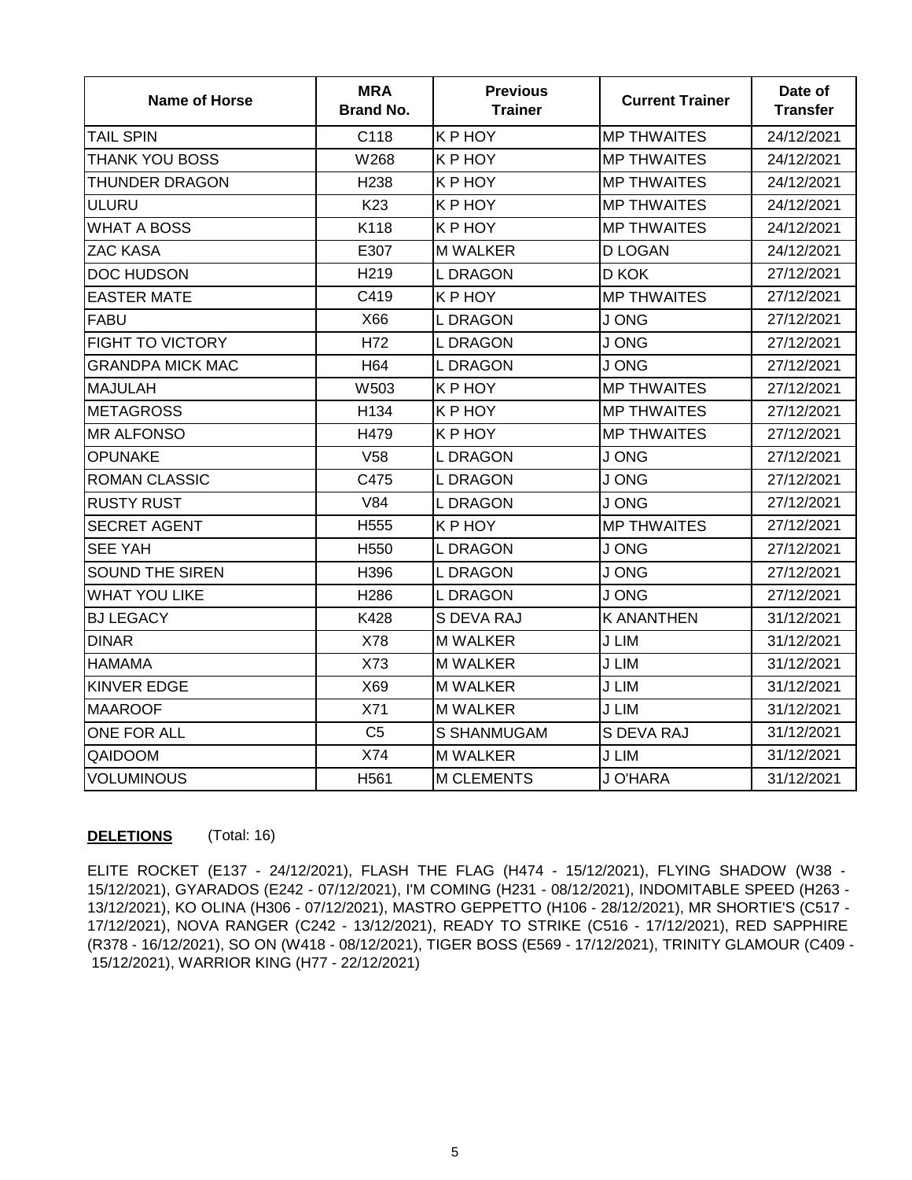| Name of Horse | MRA Brand No. | Previous Trainer | Current Trainer | Date of Transfer |
|---|---|---|---|---|
| TAIL SPIN | C118 | K P HOY | MP THWAITES | 24/12/2021 |
| THANK YOU BOSS | W268 | K P HOY | MP THWAITES | 24/12/2021 |
| THUNDER DRAGON | H238 | K P HOY | MP THWAITES | 24/12/2021 |
| ULURU | K23 | K P HOY | MP THWAITES | 24/12/2021 |
| WHAT A BOSS | K118 | K P HOY | MP THWAITES | 24/12/2021 |
| ZAC KASA | E307 | M WALKER | D LOGAN | 24/12/2021 |
| DOC HUDSON | H219 | L DRAGON | D KOK | 27/12/2021 |
| EASTER MATE | C419 | K P HOY | MP THWAITES | 27/12/2021 |
| FABU | X66 | L DRAGON | J ONG | 27/12/2021 |
| FIGHT TO VICTORY | H72 | L DRAGON | J ONG | 27/12/2021 |
| GRANDPA MICK MAC | H64 | L DRAGON | J ONG | 27/12/2021 |
| MAJULAH | W503 | K P HOY | MP THWAITES | 27/12/2021 |
| METAGROSS | H134 | K P HOY | MP THWAITES | 27/12/2021 |
| MR ALFONSO | H479 | K P HOY | MP THWAITES | 27/12/2021 |
| OPUNAKE | V58 | L DRAGON | J ONG | 27/12/2021 |
| ROMAN CLASSIC | C475 | L DRAGON | J ONG | 27/12/2021 |
| RUSTY RUST | V84 | L DRAGON | J ONG | 27/12/2021 |
| SECRET AGENT | H555 | K P HOY | MP THWAITES | 27/12/2021 |
| SEE YAH | H550 | L DRAGON | J ONG | 27/12/2021 |
| SOUND THE SIREN | H396 | L DRAGON | J ONG | 27/12/2021 |
| WHAT YOU LIKE | H286 | L DRAGON | J ONG | 27/12/2021 |
| BJ LEGACY | K428 | S DEVA RAJ | K ANANTHEN | 31/12/2021 |
| DINAR | X78 | M WALKER | J LIM | 31/12/2021 |
| HAMAMA | X73 | M WALKER | J LIM | 31/12/2021 |
| KINVER EDGE | X69 | M WALKER | J LIM | 31/12/2021 |
| MAAROOF | X71 | M WALKER | J LIM | 31/12/2021 |
| ONE FOR ALL | C5 | S SHANMUGAM | S DEVA RAJ | 31/12/2021 |
| QAIDOOM | X74 | M WALKER | J LIM | 31/12/2021 |
| VOLUMINOUS | H561 | M CLEMENTS | J O'HARA | 31/12/2021 |

**DELETIONS** (Total: 16)

ELITE ROCKET (E137 - 24/12/2021), FLASH THE FLAG (H474 - 15/12/2021), FLYING SHADOW (W38 - 15/12/2021), GYARADOS (E242 - 07/12/2021), I'M COMING (H231 - 08/12/2021), INDOMITABLE SPEED (H263 - 13/12/2021), KO OLINA (H306 - 07/12/2021), MASTRO GEPPETTO (H106 - 28/12/2021), MR SHORTIE'S (C517 - 17/12/2021), NOVA RANGER (C242 - 13/12/2021), READY TO STRIKE (C516 - 17/12/2021), RED SAPPHIRE (R378 - 16/12/2021), SO ON (W418 - 08/12/2021), TIGER BOSS (E569 - 17/12/2021), TRINITY GLAMOUR (C409 - 15/12/2021), WARRIOR KING (H77 - 22/12/2021)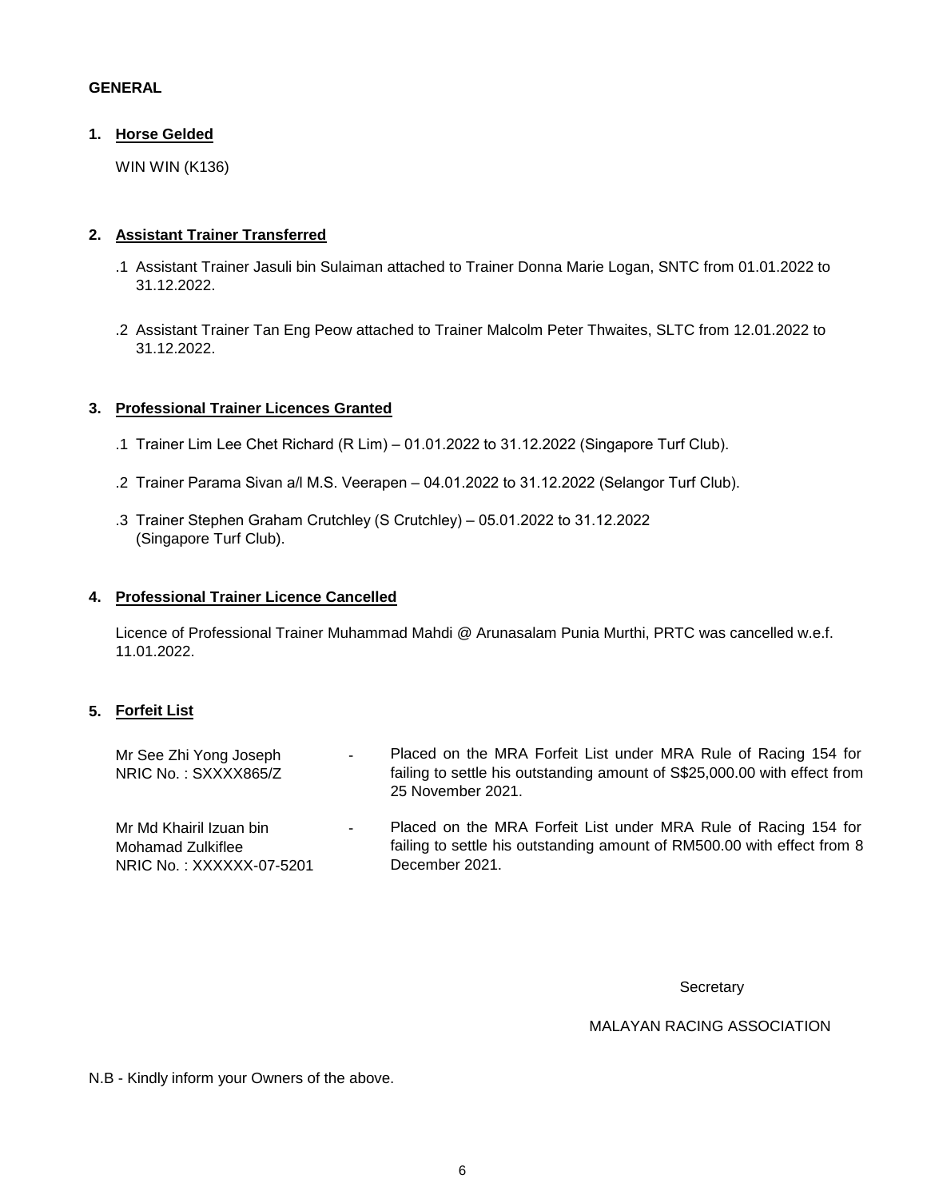**GENERAL**

**1. Horse Gelded**

WIN WIN (K136)

**2. Assistant Trainer Transferred**

.1 Assistant Trainer Jasuli bin Sulaiman attached to Trainer Donna Marie Logan, SNTC from 01.01.2022 to 31.12.2022.

.2 Assistant Trainer Tan Eng Peow attached to Trainer Malcolm Peter Thwaites, SLTC from 12.01.2022 to 31.12.2022.

**3. Professional Trainer Licences Granted**

.1 Trainer Lim Lee Chet Richard (R Lim) – 01.01.2022 to 31.12.2022 (Singapore Turf Club).

.2 Trainer Parama Sivan a/l M.S. Veerapen – 04.01.2022 to 31.12.2022 (Selangor Turf Club).

.3 Trainer Stephen Graham Crutchley (S Crutchley) – 05.01.2022 to 31.12.2022 (Singapore Turf Club).

**4. Professional Trainer Licence Cancelled**

Licence of Professional Trainer Muhammad Mahdi @ Arunasalam Punia Murthi, PRTC was cancelled w.e.f. 11.01.2022.

**5. Forfeit List**

| | | |
|---|---|---|
| Mr See Zhi Yong Joseph<br>NRIC No. : SXXXX865/Z | - | Placed on the MRA Forfeit List under MRA Rule of Racing 154 for failing to settle his outstanding amount of S$25,000.00 with effect from 25 November 2021. |
| Mr Md Khairil Izuan bin Mohamad Zulkiflee<br>NRIC No. : XXXXXX-07-5201 | - | Placed on the MRA Forfeit List under MRA Rule of Racing 154 for failing to settle his outstanding amount of RM500.00 with effect from 8 December 2021. |

Secretary

MALAYAN RACING ASSOCIATION

N.B - Kindly inform your Owners of the above.